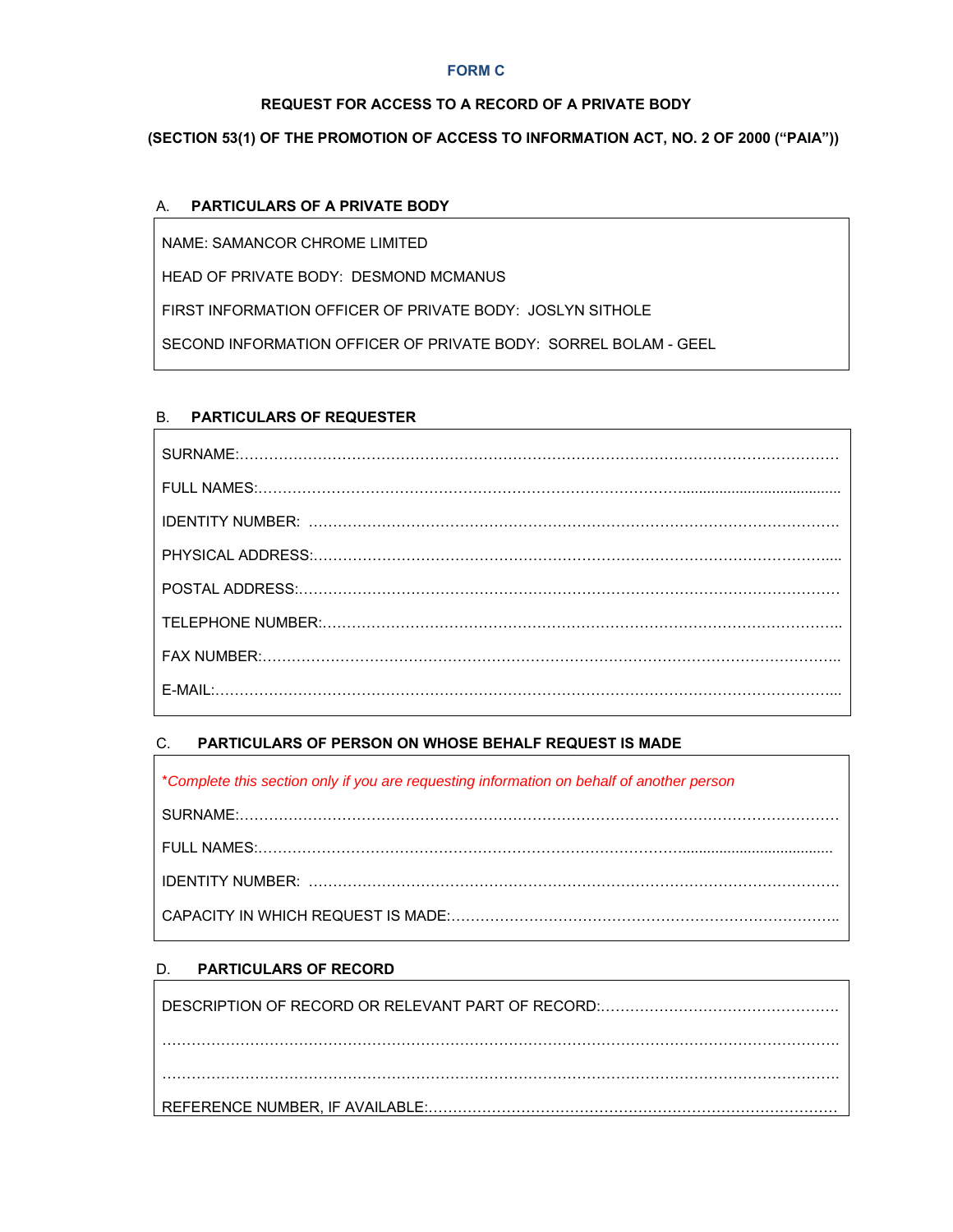**FORM C**

**REQUEST FOR ACCESS TO A RECORD OF A PRIVATE BODY**

**(SECTION 53(1) OF THE PROMOTION OF ACCESS TO INFORMATION ACT, NO. 2 OF 2000 ("PAIA"))**

## A. PARTICULARS OF A PRIVATE BODY

NAME: SAMANCOR CHROME LIMITED

HEAD OF PRIVATE BODY: DESMOND MCMANUS

FIRST INFORMATION OFFICER OF PRIVATE BODY: JOSLYN SITHOLE

SECOND INFORMATION OFFICER OF PRIVATE BODY: SORREL BOLAM - GEEL

## B. PARTICULARS OF REQUESTER

SURNAME:……………………………………………………………………………………………………………

FULL NAMES:……………………………………………………………………………………………………………

IDENTITY NUMBER: ……………………………………………………………………………………………………

PHYSICAL ADDRESS:……………………………………………………………………………………………………

POSTAL ADDRESS:………………………………………………………………………………………………………

TELEPHONE NUMBER:…………………………………………………………………………………………………

FAX NUMBER:……………………………………………………………………………………………………………

E-MAIL:……………………………………………………………………………………………………………………

## C. PARTICULARS OF PERSON ON WHOSE BEHALF REQUEST IS MADE

*\*Complete this section only if you are requesting information on behalf of another person*

SURNAME:……………………………………………………………………………………………………………

FULL NAMES:……………………………………………………………………………………………………………

IDENTITY NUMBER: ……………………………………………………………………………………………………

CAPACITY IN WHICH REQUEST IS MADE:…………………………………………………………………………

## D. PARTICULARS OF RECORD

DESCRIPTION OF RECORD OR RELEVANT PART OF RECORD:…………………………………………………

……………………………………………………………………………………………………………………………

……………………………………………………………………………………………………………………………

REFERENCE NUMBER, IF AVAILABLE:…………………………………………………………………………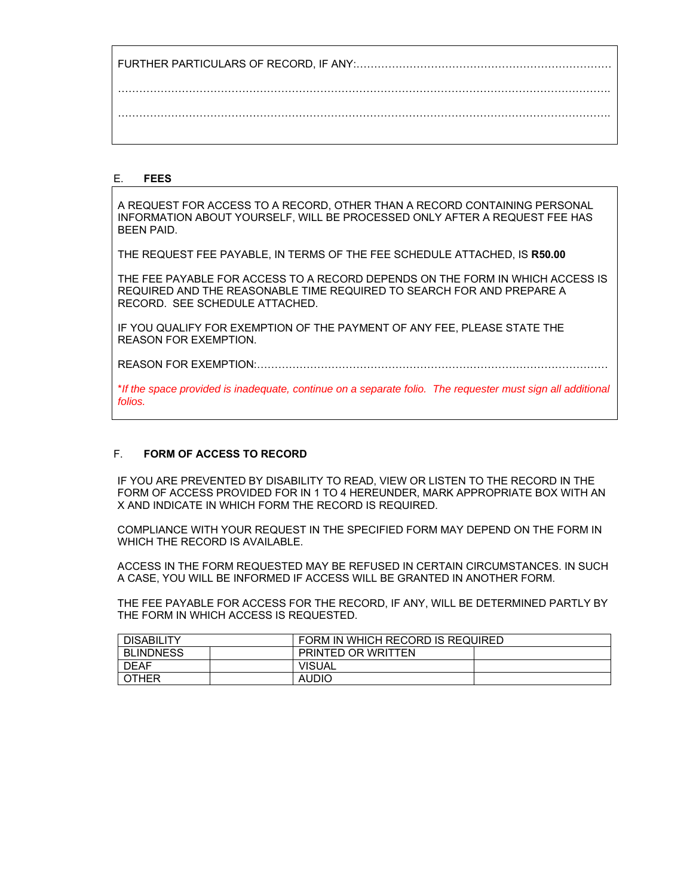FURTHER PARTICULARS OF RECORD, IF ANY:……………………………………………………………

……………………………………………………………………………………………………………

……………………………………………………………………………………………………………

## E. FEES

A REQUEST FOR ACCESS TO A RECORD, OTHER THAN A RECORD CONTAINING PERSONAL INFORMATION ABOUT YOURSELF, WILL BE PROCESSED ONLY AFTER A REQUEST FEE HAS BEEN PAID.

THE REQUEST FEE PAYABLE, IN TERMS OF THE FEE SCHEDULE ATTACHED, IS **R50.00**

THE FEE PAYABLE FOR ACCESS TO A RECORD DEPENDS ON THE FORM IN WHICH ACCESS IS REQUIRED AND THE REASONABLE TIME REQUIRED TO SEARCH FOR AND PREPARE A RECORD. SEE SCHEDULE ATTACHED.

IF YOU QUALIFY FOR EXEMPTION OF THE PAYMENT OF ANY FEE, PLEASE STATE THE REASON FOR EXEMPTION.

REASON FOR EXEMPTION:………………………………………………………………………………

*\*If the space provided is inadequate, continue on a separate folio. The requester must sign all additional folios.*

## F. FORM OF ACCESS TO RECORD

IF YOU ARE PREVENTED BY DISABILITY TO READ, VIEW OR LISTEN TO THE RECORD IN THE FORM OF ACCESS PROVIDED FOR IN 1 TO 4 HEREUNDER, MARK APPROPRIATE BOX WITH AN X AND INDICATE IN WHICH FORM THE RECORD IS REQUIRED.

COMPLIANCE WITH YOUR REQUEST IN THE SPECIFIED FORM MAY DEPEND ON THE FORM IN WHICH THE RECORD IS AVAILABLE.

ACCESS IN THE FORM REQUESTED MAY BE REFUSED IN CERTAIN CIRCUMSTANCES. IN SUCH A CASE, YOU WILL BE INFORMED IF ACCESS WILL BE GRANTED IN ANOTHER FORM.

THE FEE PAYABLE FOR ACCESS FOR THE RECORD, IF ANY, WILL BE DETERMINED PARTLY BY THE FORM IN WHICH ACCESS IS REQUESTED.

| DISABILITY | | FORM IN WHICH RECORD IS REQUIRED | |
|---|---|---|---|
| BLINDNESS | | PRINTED OR WRITTEN | |
| DEAF | | VISUAL | |
| OTHER | | AUDIO | |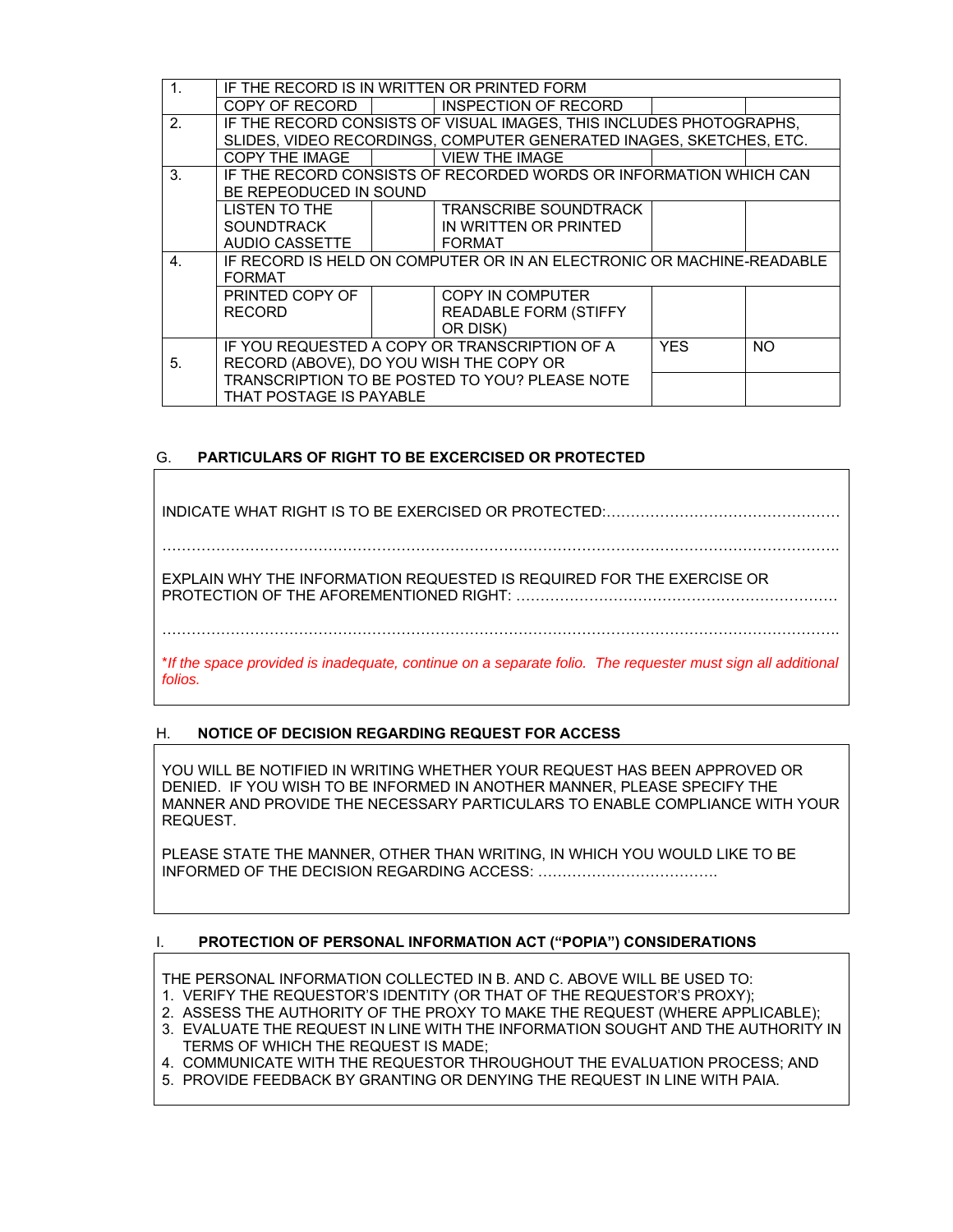| | | | | |
|---|---|---|---|---|
| 1. | IF THE RECORD IS IN WRITTEN OR PRINTED FORM | | | |
| | COPY OF RECORD | | INSPECTION OF RECORD | |
| 2. | IF THE RECORD CONSISTS OF VISUAL IMAGES, THIS INCLUDES PHOTOGRAPHS, SLIDES, VIDEO RECORDINGS, COMPUTER GENERATED INAGES, SKETCHES, ETC. | | | |
| | COPY THE IMAGE | | VIEW THE IMAGE | |
| 3. | IF THE RECORD CONSISTS OF RECORDED WORDS OR INFORMATION WHICH CAN BE REPEODUCED IN SOUND | | | |
| | LISTEN TO THE SOUNDTRACK AUDIO CASSETTE | | TRANSCRIBE SOUNDTRACK IN WRITTEN OR PRINTED FORMAT | |
| 4. | IF RECORD IS HELD ON COMPUTER OR IN AN ELECTRONIC OR MACHINE-READABLE FORMAT | | | |
| | PRINTED COPY OF RECORD | | COPY IN COMPUTER READABLE FORM (STIFFY OR DISK) | |
| 5. | IF YOU REQUESTED A COPY OR TRANSCRIPTION OF A RECORD (ABOVE), DO YOU WISH THE COPY OR TRANSCRIPTION TO BE POSTED TO YOU? PLEASE NOTE THAT POSTAGE IS PAYABLE | | YES | NO |

## G. PARTICULARS OF RIGHT TO BE EXCERCISED OR PROTECTED

INDICATE WHAT RIGHT IS TO BE EXERCISED OR PROTECTED:…………………………………………

…………………………………………………………………………………………………………………

EXPLAIN WHY THE INFORMATION REQUESTED IS REQUIRED FOR THE EXERCISE OR PROTECTION OF THE AFOREMENTIONED RIGHT: …………………………………………………………

…………………………………………………………………………………………………………………

*\*If the space provided is inadequate, continue on a separate folio. The requester must sign all additional folios.*

## H. NOTICE OF DECISION REGARDING REQUEST FOR ACCESS

YOU WILL BE NOTIFIED IN WRITING WHETHER YOUR REQUEST HAS BEEN APPROVED OR DENIED. IF YOU WISH TO BE INFORMED IN ANOTHER MANNER, PLEASE SPECIFY THE MANNER AND PROVIDE THE NECESSARY PARTICULARS TO ENABLE COMPLIANCE WITH YOUR REQUEST.

PLEASE STATE THE MANNER, OTHER THAN WRITING, IN WHICH YOU WOULD LIKE TO BE INFORMED OF THE DECISION REGARDING ACCESS: ……………………………….

## I. PROTECTION OF PERSONAL INFORMATION ACT ("POPIA") CONSIDERATIONS

THE PERSONAL INFORMATION COLLECTED IN B. AND C. ABOVE WILL BE USED TO:

1. VERIFY THE REQUESTOR'S IDENTITY (OR THAT OF THE REQUESTOR'S PROXY);
2. ASSESS THE AUTHORITY OF THE PROXY TO MAKE THE REQUEST (WHERE APPLICABLE);
3. EVALUATE THE REQUEST IN LINE WITH THE INFORMATION SOUGHT AND THE AUTHORITY IN TERMS OF WHICH THE REQUEST IS MADE;
4. COMMUNICATE WITH THE REQUESTOR THROUGHOUT THE EVALUATION PROCESS; AND
5. PROVIDE FEEDBACK BY GRANTING OR DENYING THE REQUEST IN LINE WITH PAIA.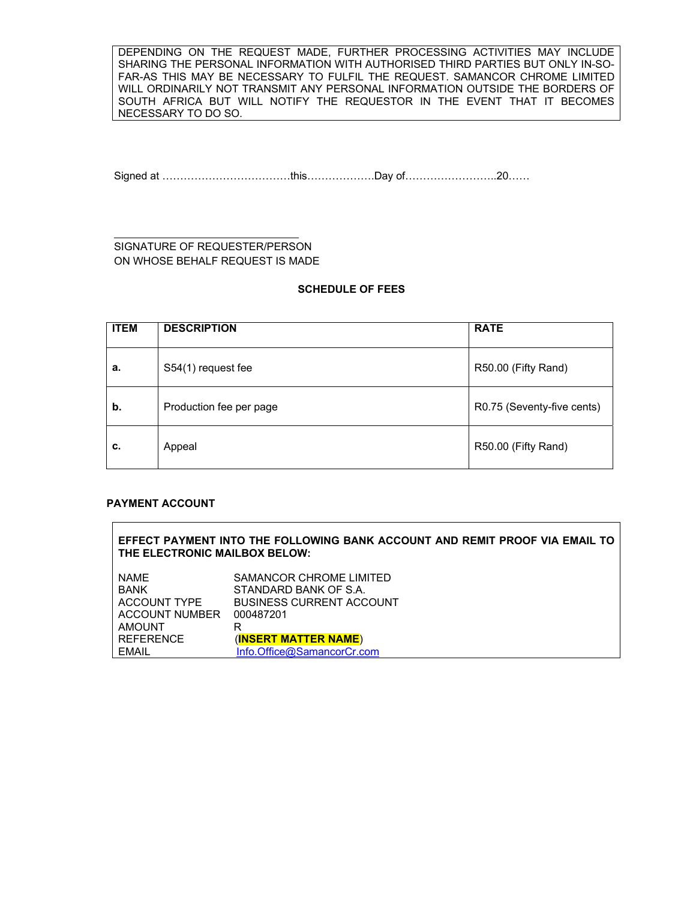DEPENDING ON THE REQUEST MADE, FURTHER PROCESSING ACTIVITIES MAY INCLUDE SHARING THE PERSONAL INFORMATION WITH AUTHORISED THIRD PARTIES BUT ONLY IN-SO-FAR-AS THIS MAY BE NECESSARY TO FULFIL THE REQUEST. SAMANCOR CHROME LIMITED WILL ORDINARILY NOT TRANSMIT ANY PERSONAL INFORMATION OUTSIDE THE BORDERS OF SOUTH AFRICA BUT WILL NOTIFY THE REQUESTOR IN THE EVENT THAT IT BECOMES NECESSARY TO DO SO.

Signed at ………………………………this……………….Day of……………………..20……

\_\_\_\_\_\_\_\_\_\_\_\_\_\_\_\_\_\_\_\_\_\_\_\_\_\_\_\_\_\_\_\_

SIGNATURE OF REQUESTER/PERSON
ON WHOSE BEHALF REQUEST IS MADE

**SCHEDULE OF FEES**

| ITEM | DESCRIPTION | RATE |
|---|---|---|
| **a.** | S54(1) request fee | R50.00 (Fifty Rand) |
| **b.** | Production fee per page | R0.75 (Seventy-five cents) |
| **c.** | Appeal | R50.00 (Fifty Rand) |

**PAYMENT ACCOUNT**

**EFFECT PAYMENT INTO THE FOLLOWING BANK ACCOUNT AND REMIT PROOF VIA EMAIL TO THE ELECTRONIC MAILBOX BELOW:**

| | |
|---|---|
| NAME | SAMANCOR CHROME LIMITED |
| BANK | STANDARD BANK OF S.A. |
| ACCOUNT TYPE | BUSINESS CURRENT ACCOUNT |
| ACCOUNT NUMBER | 000487201 |
| AMOUNT | R |
| REFERENCE | (**INSERT MATTER NAME**) |
| EMAIL | Info.Office@SamancorCr.com |